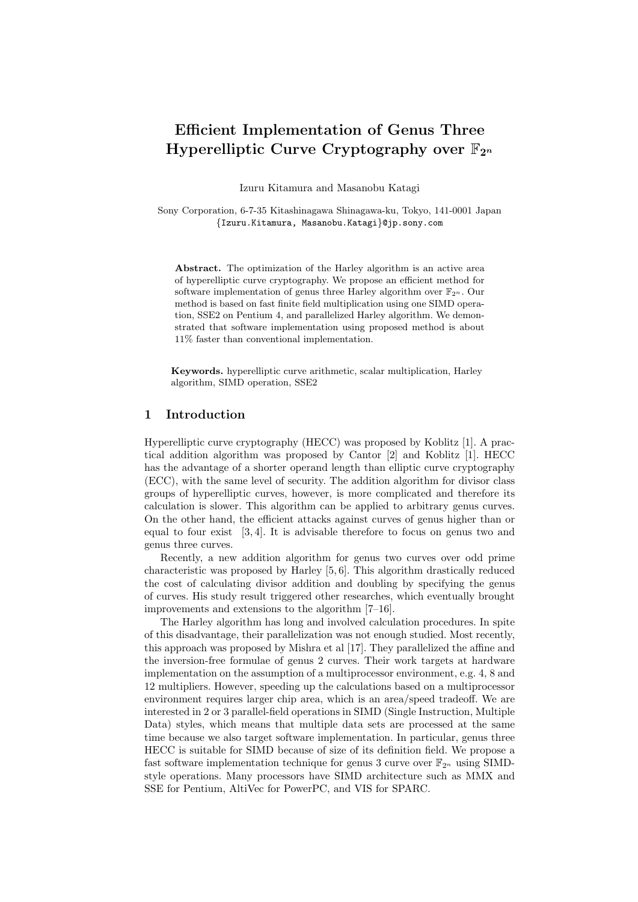# Efficient Implementation of Genus Three Hyperelliptic Curve Cryptography over $\mathbb{F}_{2^n}$

Izuru Kitamura and Masanobu Katagi

Sony Corporation, 6-7-35 Kitashinagawa Shinagawa-ku, Tokyo, 141-0001 Japan
{Izuru.Kitamura, Masanobu.Katagi}@jp.sony.com

**Abstract.** The optimization of the Harley algorithm is an active area of hyperelliptic curve cryptography. We propose an efficient method for software implementation of genus three Harley algorithm over $\mathbb{F}_{2^n}$. Our method is based on fast finite field multiplication using one SIMD operation, SSE2 on Pentium 4, and parallelized Harley algorithm. We demonstrated that software implementation using proposed method is about 11% faster than conventional implementation.

**Keywords.** hyperelliptic curve arithmetic, scalar multiplication, Harley algorithm, SIMD operation, SSE2

## 1 Introduction

Hyperelliptic curve cryptography (HECC) was proposed by Koblitz [1]. A practical addition algorithm was proposed by Cantor [2] and Koblitz [1]. HECC has the advantage of a shorter operand length than elliptic curve cryptography (ECC), with the same level of security. The addition algorithm for divisor class groups of hyperelliptic curves, however, is more complicated and therefore its calculation is slower. This algorithm can be applied to arbitrary genus curves. On the other hand, the efficient attacks against curves of genus higher than or equal to four exist [3, 4]. It is advisable therefore to focus on genus two and genus three curves.

Recently, a new addition algorithm for genus two curves over odd prime characteristic was proposed by Harley [5, 6]. This algorithm drastically reduced the cost of calculating divisor addition and doubling by specifying the genus of curves. His study result triggered other researches, which eventually brought improvements and extensions to the algorithm [7–16].

The Harley algorithm has long and involved calculation procedures. In spite of this disadvantage, their parallelization was not enough studied. Most recently, this approach was proposed by Mishra et al [17]. They parallelized the affine and the inversion-free formulae of genus 2 curves. Their work targets at hardware implementation on the assumption of a multiprocessor environment, e.g. 4, 8 and 12 multipliers. However, speeding up the calculations based on a multiprocessor environment requires larger chip area, which is an area/speed tradeoff. We are interested in 2 or 3 parallel-field operations in SIMD (Single Instruction, Multiple Data) styles, which means that multiple data sets are processed at the same time because we also target software implementation. In particular, genus three HECC is suitable for SIMD because of size of its definition field. We propose a fast software implementation technique for genus 3 curve over $\mathbb{F}_{2^n}$ using SIMD-style operations. Many processors have SIMD architecture such as MMX and SSE for Pentium, AltiVec for PowerPC, and VIS for SPARC.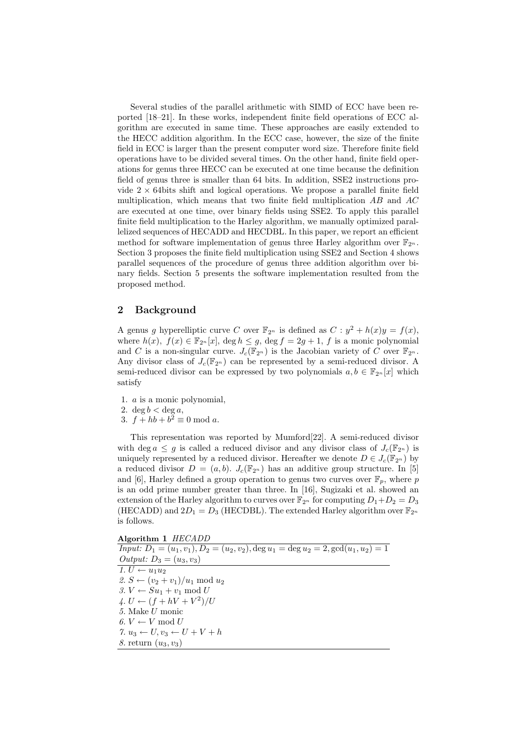Several studies of the parallel arithmetic with SIMD of ECC have been reported [18–21]. In these works, independent finite field operations of ECC algorithm are executed in same time. These approaches are easily extended to the HECC addition algorithm. In the ECC case, however, the size of the finite field in ECC is larger than the present computer word size. Therefore finite field operations have to be divided several times. On the other hand, finite field operations for genus three HECC can be executed at one time because the definition field of genus three is smaller than 64 bits. In addition, SSE2 instructions provide $2 \times 64$bits shift and logical operations. We propose a parallel finite field multiplication, which means that two finite field multiplication $AB$ and $AC$ are executed at one time, over binary fields using SSE2. To apply this parallel finite field multiplication to the Harley algorithm, we manually optimized parallelized sequences of HECADD and HECDBL. In this paper, we report an efficient method for software implementation of genus three Harley algorithm over $\mathbb{F}_{2^n}$. Section 3 proposes the finite field multiplication using SSE2 and Section 4 shows parallel sequences of the procedure of genus three addition algorithm over binary fields. Section 5 presents the software implementation resulted from the proposed method.

## 2 Background

A genus $g$ hyperelliptic curve $C$ over $\mathbb{F}_{2^n}$ is defined as $C : y^2 + h(x)y = f(x)$, where $h(x),\ f(x) \in \mathbb{F}_{2^n}[x]$, $\deg h \le g$, $\deg f = 2g + 1$, $f$ is a monic polynomial and $C$ is a non-singular curve. $J_c(\mathbb{F}_{2^n})$ is the Jacobian variety of $C$ over $\mathbb{F}_{2^n}$. Any divisor class of $J_c(\mathbb{F}_{2^n})$ can be represented by a semi-reduced divisor. A semi-reduced divisor can be expressed by two polynomials $a, b \in \mathbb{F}_{2^n}[x]$ which satisfy

1. $a$ is a monic polynomial,
2. $\deg b < \deg a$,
3. $f + hb + b^2 \equiv 0 \bmod a$.

This representation was reported by Mumford[22]. A semi-reduced divisor with $\deg a \le g$ is called a reduced divisor and any divisor class of $J_c(\mathbb{F}_{2^n})$ is uniquely represented by a reduced divisor. Hereafter we denote $D \in J_c(\mathbb{F}_{2^n})$ by a reduced divisor $D = (a, b)$. $J_c(\mathbb{F}_{2^n})$ has an additive group structure. In [5] and [6], Harley defined a group operation to genus two curves over $\mathbb{F}_p$, where $p$ is an odd prime number greater than three. In [16], Sugizaki et al. showed an extension of the Harley algorithm to curves over $\mathbb{F}_{2^n}$ for computing $D_1 + D_2 = D_3$ (HECADD) and $2D_1 = D_3$ (HECDBL). The extended Harley algorithm over $\mathbb{F}_{2^n}$ is follows.

**Algorithm 1** *HECADD*

*Input:* $D_1 = (u_1, v_1), D_2 = (u_2, v_2), \deg u_1 = \deg u_2 = 2, \gcd(u_1, u_2) = 1$
*Output:* $D_3 = (u_3, v_3)$

*1.* $U \leftarrow u_1 u_2$
*2.* $S \leftarrow (v_2 + v_1)/u_1 \bmod u_2$
*3.* $V \leftarrow S u_1 + v_1 \bmod U$
*4.* $U \leftarrow (f + hV + V^2)/U$
*5.* Make $U$ monic
*6.* $V \leftarrow V \bmod U$
*7.* $u_3 \leftarrow U, v_3 \leftarrow U + V + h$
*8.* return $(u_3, v_3)$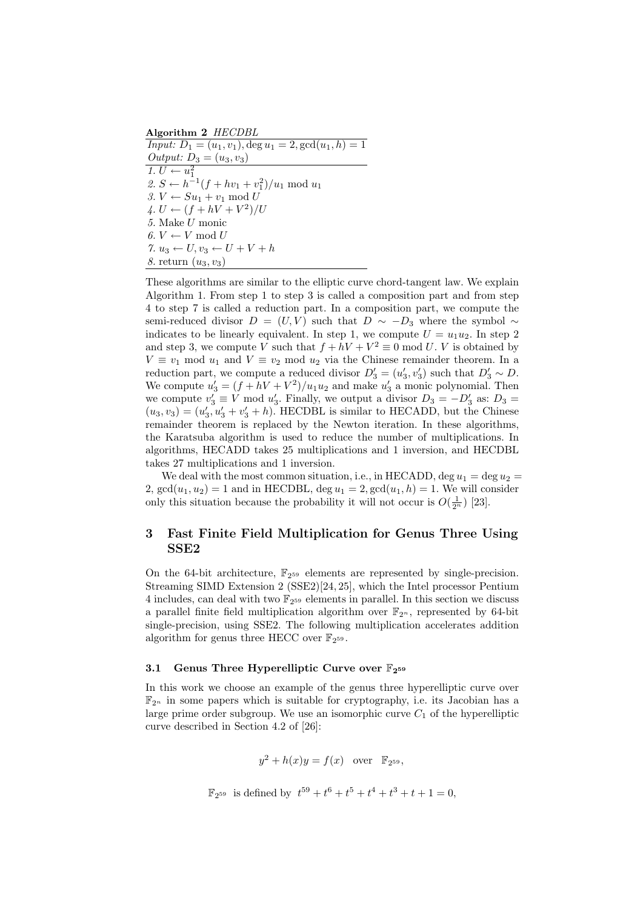**Algorithm 2** *HECDBL*

*Input:* $D_1 = (u_1, v_1), \deg u_1 = 2, \gcd(u_1, h) = 1$
*Output:* $D_3 = (u_3, v_3)$

*1.* $U \leftarrow u_1^2$
*2.* $S \leftarrow h^{-1}(f + hv_1 + v_1^2)/u_1 \bmod u_1$
*3.* $V \leftarrow Su_1 + v_1 \bmod U$
*4.* $U \leftarrow (f + hV + V^2)/U$
*5.* Make $U$ monic
*6.* $V \leftarrow V \bmod U$
*7.* $u_3 \leftarrow U, v_3 \leftarrow U + V + h$
*8.* return $(u_3, v_3)$

These algorithms are similar to the elliptic curve chord-tangent law. We explain Algorithm 1. From step 1 to step 3 is called a composition part and from step 4 to step 7 is called a reduction part. In a composition part, we compute the semi-reduced divisor $D = (U, V)$ such that $D \sim -D_3$ where the symbol $\sim$ indicates to be linearly equivalent. In step 1, we compute $U = u_1u_2$. In step 2 and step 3, we compute $V$ such that $f + hV + V^2 \equiv 0 \bmod U$. $V$ is obtained by $V \equiv v_1 \bmod u_1$ and $V \equiv v_2 \bmod u_2$ via the Chinese remainder theorem. In a reduction part, we compute a reduced divisor $D_3' = (u_3', v_3')$ such that $D_3' \sim D$. We compute $u_3' = (f + hV + V^2)/u_1u_2$ and make $u_3'$ a monic polynomial. Then we compute $v_3' \equiv V \bmod u_3'$. Finally, we output a divisor $D_3 = -D_3'$ as: $D_3 = (u_3, v_3) = (u_3', u_3' + v_3' + h)$. HECDBL is similar to HECADD, but the Chinese remainder theorem is replaced by the Newton iteration. In these algorithms, the Karatsuba algorithm is used to reduce the number of multiplications. In algorithms, HECADD takes 25 multiplications and 1 inversion, and HECDBL takes 27 multiplications and 1 inversion.

We deal with the most common situation, i.e., in HECADD, $\deg u_1 = \deg u_2 = 2$, $\gcd(u_1, u_2) = 1$ and in HECDBL, $\deg u_1 = 2, \gcd(u_1, h) = 1$. We will consider only this situation because the probability it will not occur is $O(\frac{1}{2^n})$ [23].

## 3 Fast Finite Field Multiplication for Genus Three Using SSE2

On the 64-bit architecture, $\mathbb{F}_{2^{59}}$ elements are represented by single-precision. Streaming SIMD Extension 2 (SSE2)[24, 25], which the Intel processor Pentium 4 includes, can deal with two $\mathbb{F}_{2^{59}}$ elements in parallel. In this section we discuss a parallel finite field multiplication algorithm over $\mathbb{F}_{2^n}$, represented by 64-bit single-precision, using SSE2. The following multiplication accelerates addition algorithm for genus three HECC over $\mathbb{F}_{2^{59}}$.

### 3.1 Genus Three Hyperelliptic Curve over $\mathbb{F}_{2^{59}}$

In this work we choose an example of the genus three hyperelliptic curve over $\mathbb{F}_{2^n}$ in some papers which is suitable for cryptography, i.e. its Jacobian has a large prime order subgroup. We use an isomorphic curve $C_1$ of the hyperelliptic curve described in Section 4.2 of [26]:

$$y^2 + h(x)y = f(x) \quad \text{over} \quad \mathbb{F}_{2^{59}},$$

$$\mathbb{F}_{2^{59}} \;\text{ is defined by }\; t^{59} + t^6 + t^5 + t^4 + t^3 + t + 1 = 0,$$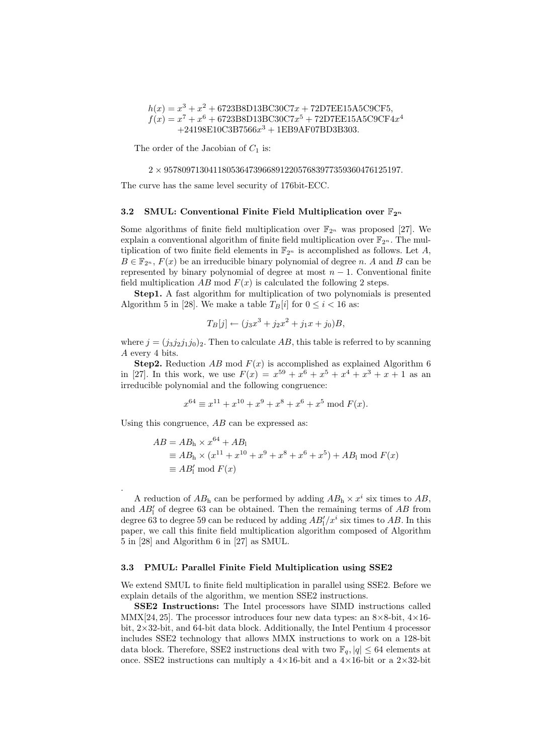$$h(x) = x^3 + x^2 + 6723\text{B8D13BC30C7}x + 72\text{D7EE15A5C9CF5},$$
$$f(x) = x^7 + x^6 + 6723\text{B8D13BC30C7}x^5 + 72\text{D7EE15A5C9CF4}x^4$$
$$+ 24198\text{E10C3B7566}x^3 + 1\text{EB9AF07BD3B303}.$$

The order of the Jacobian of $C_1$ is:

$$2 \times 95780971304118053647396689122057683977359360476125197.$$

The curve has the same level security of 176bit-ECC.

### 3.2 SMUL: Conventional Finite Field Multiplication over $\mathbb{F}_{2^n}$

Some algorithms of finite field multiplication over $\mathbb{F}_{2^n}$ was proposed [27]. We explain a conventional algorithm of finite field multiplication over $\mathbb{F}_{2^n}$. The multiplication of two finite field elements in $\mathbb{F}_{2^n}$ is accomplished as follows. Let $A$, $B \in \mathbb{F}_{2^n}$, $F(x)$ be an irreducible binary polynomial of degree $n$. $A$ and $B$ can be represented by binary polynomial of degree at most $n-1$. Conventional finite field multiplication $AB \bmod F(x)$ is calculated the following 2 steps.

**Step1.** A fast algorithm for multiplication of two polynomials is presented Algorithm 5 in [28]. We make a table $T_B[i]$ for $0 \leq i < 16$ as:

$$T_B[j] \leftarrow (j_3x^3 + j_2x^2 + j_1x + j_0)B,$$

where $j = (j_3j_2j_1j_0)_2$. Then to calculate $AB$, this table is referred to by scanning $A$ every 4 bits.

**Step2.** Reduction $AB \bmod F(x)$ is accomplished as explained Algorithm 6 in [27]. In this work, we use $F(x) = x^{59} + x^6 + x^5 + x^4 + x^3 + x + 1$ as an irreducible polynomial and the following congruence:

$$x^{64} \equiv x^{11} + x^{10} + x^9 + x^8 + x^6 + x^5 \bmod F(x).$$

Using this congruence, $AB$ can be expressed as:

$$\begin{aligned} AB &= AB_{\text{h}} \times x^{64} + AB_{\text{l}} \\ &\equiv AB_{\text{h}} \times (x^{11} + x^{10} + x^9 + x^8 + x^6 + x^5) + AB_{\text{l}} \bmod F(x) \\ &\equiv AB_{\text{l}}' \bmod F(x) \end{aligned}$$

.

A reduction of $AB_{\text{h}}$ can be performed by adding $AB_{\text{h}} \times x^i$ six times to $AB$, and $AB_{\text{l}}'$ of degree 63 can be obtained. Then the remaining terms of $AB$ from degree 63 to degree 59 can be reduced by adding $AB_{\text{l}}'/x^i$ six times to $AB$. In this paper, we call this finite field multiplication algorithm composed of Algorithm 5 in [28] and Algorithm 6 in [27] as SMUL.

### 3.3 PMUL: Parallel Finite Field Multiplication using SSE2

We extend SMUL to finite field multiplication in parallel using SSE2. Before we explain details of the algorithm, we mention SSE2 instructions.

**SSE2 Instructions:** The Intel processors have SIMD instructions called MMX[24, 25]. The processor introduces four new data types: an 8×8-bit, 4×16-bit, 2×32-bit, and 64-bit data block. Additionally, the Intel Pentium 4 processor includes SSE2 technology that allows MMX instructions to work on a 128-bit data block. Therefore, SSE2 instructions deal with two $\mathbb{F}_q, |q| \leq 64$ elements at once. SSE2 instructions can multiply a 4×16-bit and a 4×16-bit or a 2×32-bit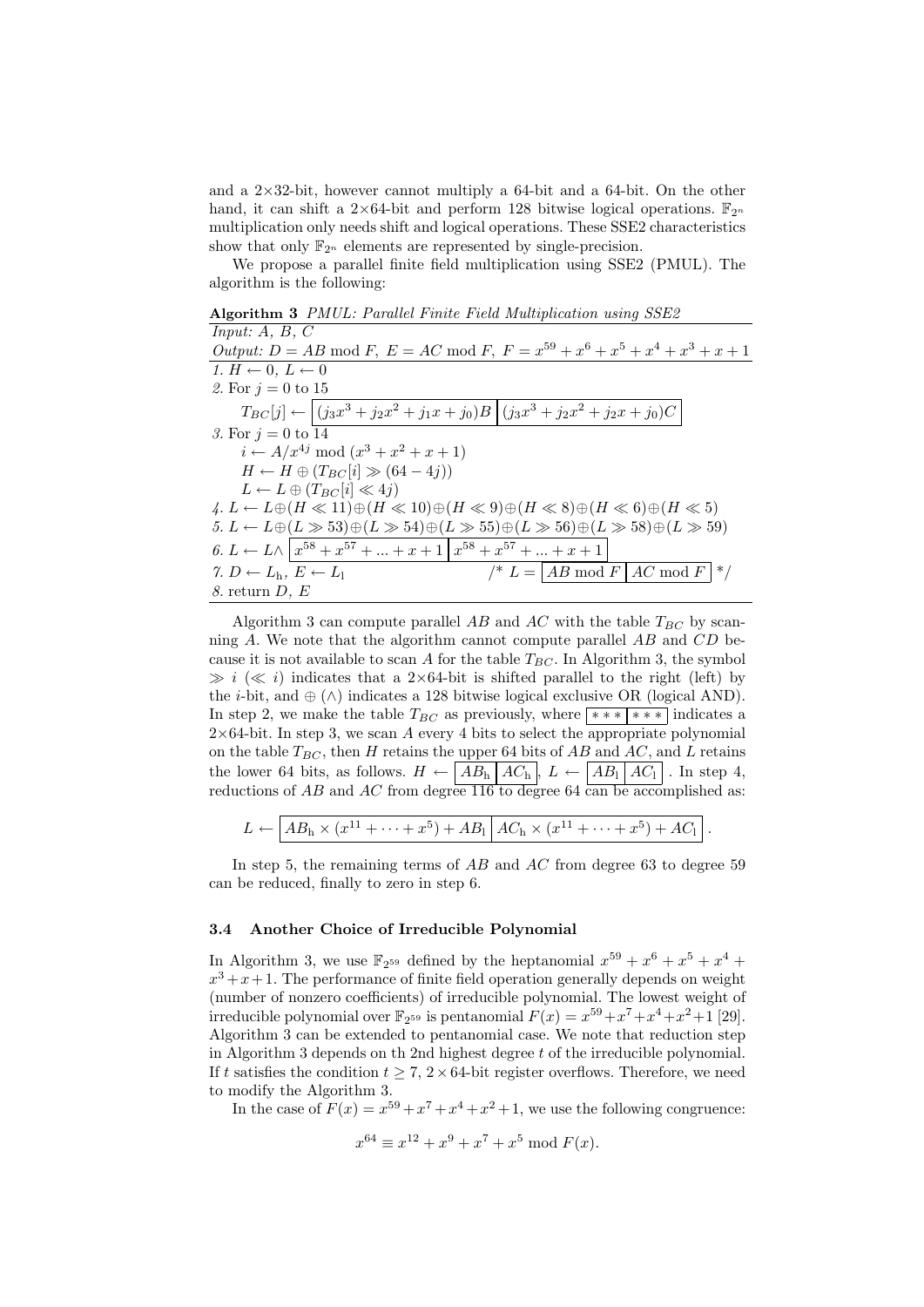and a 2×32-bit, however cannot multiply a 64-bit and a 64-bit. On the other hand, it can shift a 2×64-bit and perform 128 bitwise logical operations. $\mathbb{F}_{2^n}$ multiplication only needs shift and logical operations. These SSE2 characteristics show that only $\mathbb{F}_{2^n}$ elements are represented by single-precision.

We propose a parallel finite field multiplication using SSE2 (PMUL). The algorithm is the following:

**Algorithm 3** *PMUL: Parallel Finite Field Multiplication using SSE2*

*Input: A, B, C*
*Output:* $D = AB \bmod F$, $E = AC \bmod F$, $F = x^{59} + x^6 + x^5 + x^4 + x^3 + x + 1$

*1.* $H \leftarrow 0$, $L \leftarrow 0$
*2.* For $j = 0$ to 15
  $T_{BC}[j] \leftarrow \boxed{(j_3x^3 + j_2x^2 + j_1x + j_0)B} \boxed{(j_3x^3 + j_2x^2 + j_2x + j_0)C}$
*3.* For $j = 0$ to 14
  $i \leftarrow A/x^{4j} \bmod (x^3 + x^2 + x + 1)$
  $H \leftarrow H \oplus (T_{BC}[i] \gg (64 - 4j))$
  $L \leftarrow L \oplus (T_{BC}[i] \ll 4j)$
*4.* $L \leftarrow L \oplus (H \ll 11) \oplus (H \ll 10) \oplus (H \ll 9) \oplus (H \ll 8) \oplus (H \ll 6) \oplus (H \ll 5)$
*5.* $L \leftarrow L \oplus (L \gg 53) \oplus (L \gg 54) \oplus (L \gg 55) \oplus (L \gg 56) \oplus (L \gg 58) \oplus (L \gg 59)$
*6.* $L \leftarrow L \wedge \boxed{x^{58} + x^{57} + ... + x + 1} \boxed{x^{58} + x^{57} + ... + x + 1}$
*7.* $D \leftarrow L_{\rm h}$, $E \leftarrow L_{\rm l}$  /* $L = \boxed{AB \bmod F} \boxed{AC \bmod F}$ */
*8.* return $D$, $E$

Algorithm 3 can compute parallel $AB$ and $AC$ with the table $T_{BC}$ by scanning $A$. We note that the algorithm cannot compute parallel $AB$ and $CD$ because it is not available to scan $A$ for the table $T_{BC}$. In Algorithm 3, the symbol $\gg i$ ($\ll i$) indicates that a 2×64-bit is shifted parallel to the right (left) by the $i$-bit, and $\oplus$ ($\wedge$) indicates a 128 bitwise logical exclusive OR (logical AND). In step 2, we make the table $T_{BC}$ as previously, where $\boxed{***} \boxed{***}$ indicates a 2×64-bit. In step 3, we scan $A$ every 4 bits to select the appropriate polynomial on the table $T_{BC}$, then $H$ retains the upper 64 bits of $AB$ and $AC$, and $L$ retains the lower 64 bits, as follows. $H \leftarrow \boxed{AB_{\rm h}} \boxed{AC_{\rm h}}$, $L \leftarrow \boxed{AB_{\rm l}} \boxed{AC_{\rm l}}$ . In step 4, reductions of $AB$ and $AC$ from degree 116 to degree 64 can be accomplished as:

$$L \leftarrow \boxed{AB_{\rm h} \times (x^{11} + \cdots + x^5) + AB_{\rm l}} \boxed{AC_{\rm h} \times (x^{11} + \cdots + x^5) + AC_{\rm l}} .$$

In step 5, the remaining terms of $AB$ and $AC$ from degree 63 to degree 59 can be reduced, finally to zero in step 6.

### 3.4 Another Choice of Irreducible Polynomial

In Algorithm 3, we use $\mathbb{F}_{2^{59}}$ defined by the heptanomial $x^{59} + x^6 + x^5 + x^4 + x^3 + x + 1$. The performance of finite field operation generally depends on weight (number of nonzero coefficients) of irreducible polynomial. The lowest weight of irreducible polynomial over $\mathbb{F}_{2^{59}}$ is pentanomial $F(x) = x^{59} + x^7 + x^4 + x^2 + 1$ [29]. Algorithm 3 can be extended to pentanomial case. We note that reduction step in Algorithm 3 depends on th 2nd highest degree $t$ of the irreducible polynomial. If $t$ satisfies the condition $t \geq 7$, 2×64-bit register overflows. Therefore, we need to modify the Algorithm 3.

In the case of $F(x) = x^{59} + x^7 + x^4 + x^2 + 1$, we use the following congruence:

$$x^{64} \equiv x^{12} + x^9 + x^7 + x^5 \bmod F(x).$$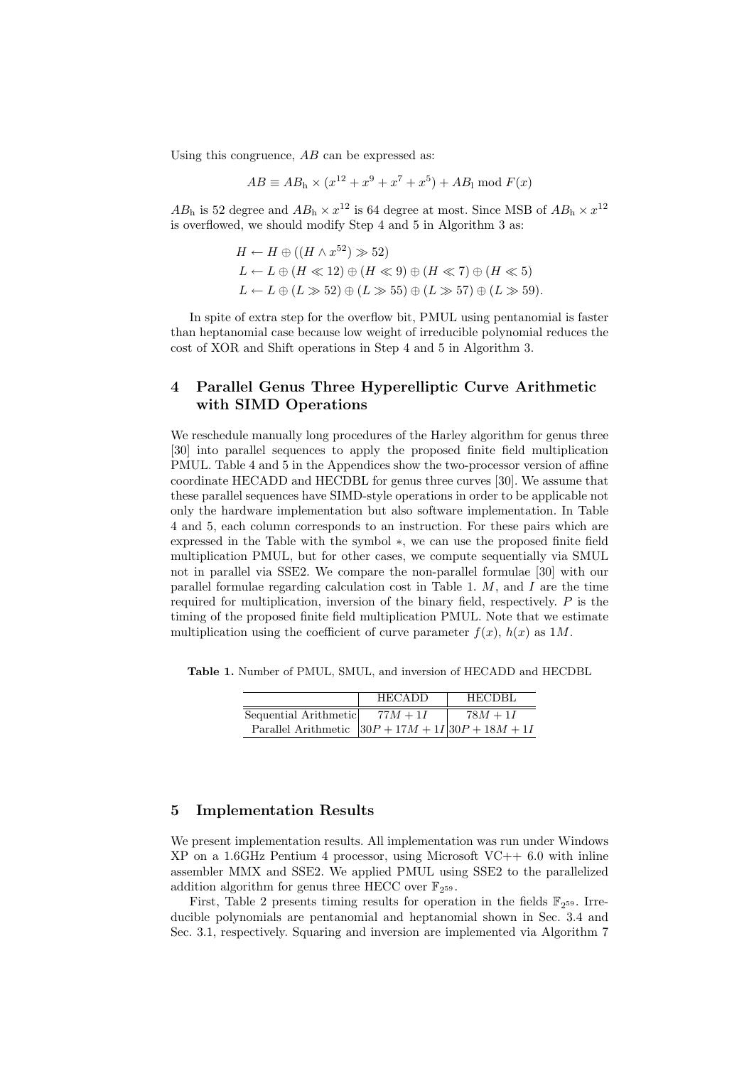Using this congruence, $AB$ can be expressed as:

$$AB \equiv AB_{\text{h}} \times (x^{12} + x^9 + x^7 + x^5) + AB_{\text{l}} \bmod F(x)$$

$AB_{\text{h}}$ is 52 degree and $AB_{\text{h}} \times x^{12}$ is 64 degree at most. Since MSB of $AB_{\text{h}} \times x^{12}$ is overflowed, we should modify Step 4 and 5 in Algorithm 3 as:

$$
\begin{aligned}
&H \leftarrow H \oplus ((H \wedge x^{52}) \gg 52) \\
&L \leftarrow L \oplus (H \ll 12) \oplus (H \ll 9) \oplus (H \ll 7) \oplus (H \ll 5) \\
&L \leftarrow L \oplus (L \gg 52) \oplus (L \gg 55) \oplus (L \gg 57) \oplus (L \gg 59).
\end{aligned}
$$

In spite of extra step for the overflow bit, PMUL using pentanomial is faster than heptanomial case because low weight of irreducible polynomial reduces the cost of XOR and Shift operations in Step 4 and 5 in Algorithm 3.

## 4 Parallel Genus Three Hyperelliptic Curve Arithmetic with SIMD Operations

We reschedule manually long procedures of the Harley algorithm for genus three [30] into parallel sequences to apply the proposed finite field multiplication PMUL. Table 4 and 5 in the Appendices show the two-processor version of affine coordinate HECADD and HECDBL for genus three curves [30]. We assume that these parallel sequences have SIMD-style operations in order to be applicable not only the hardware implementation but also software implementation. In Table 4 and 5, each column corresponds to an instruction. For these pairs which are expressed in the Table with the symbol $*$, we can use the proposed finite field multiplication PMUL, but for other cases, we compute sequentially via SMUL not in parallel via SSE2. We compare the non-parallel formulae [30] with our parallel formulae regarding calculation cost in Table 1. $M$, and $I$ are the time required for multiplication, inversion of the binary field, respectively. $P$ is the timing of the proposed finite field multiplication PMUL. Note that we estimate multiplication using the coefficient of curve parameter $f(x)$, $h(x)$ as $1M$.

**Table 1.** Number of PMUL, SMUL, and inversion of HECADD and HECDBL

| | HECADD | HECDBL |
|---|---|---|
| Sequential Arithmetic | $77M + 1I$ | $78M + 1I$ |
| Parallel Arithmetic | $30P + 17M + 1I$ | $30P + 18M + 1I$ |

## 5 Implementation Results

We present implementation results. All implementation was run under Windows XP on a 1.6GHz Pentium 4 processor, using Microsoft VC++ 6.0 with inline assembler MMX and SSE2. We applied PMUL using SSE2 to the parallelized addition algorithm for genus three HECC over $\mathbb{F}_{2^{59}}$.

First, Table 2 presents timing results for operation in the fields $\mathbb{F}_{2^{59}}$. Irreducible polynomials are pentanomial and heptanomial shown in Sec. 3.4 and Sec. 3.1, respectively. Squaring and inversion are implemented via Algorithm 7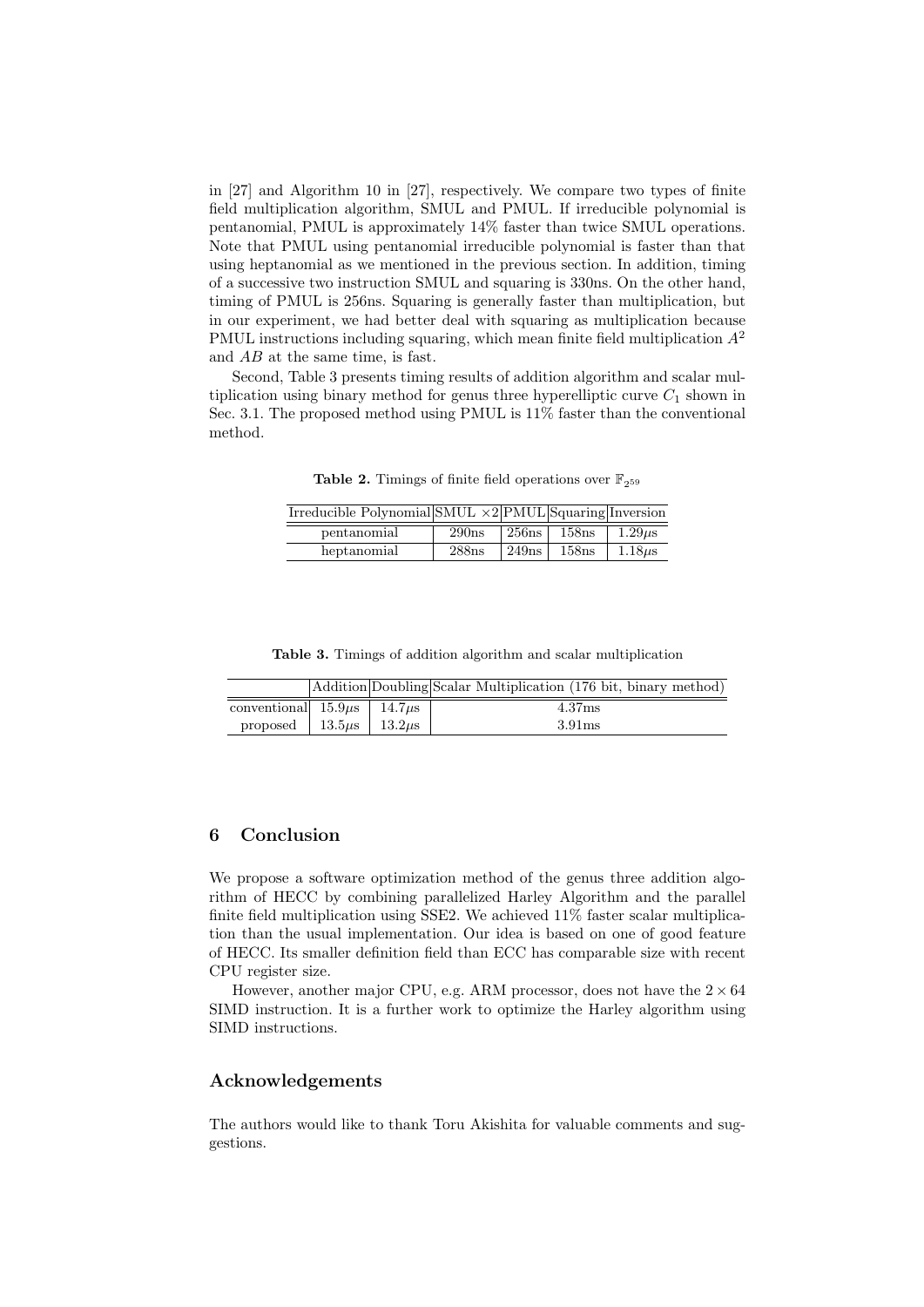in [27] and Algorithm 10 in [27], respectively. We compare two types of finite field multiplication algorithm, SMUL and PMUL. If irreducible polynomial is pentanomial, PMUL is approximately 14% faster than twice SMUL operations. Note that PMUL using pentanomial irreducible polynomial is faster than that using heptanomial as we mentioned in the previous section. In addition, timing of a successive two instruction SMUL and squaring is 330ns. On the other hand, timing of PMUL is 256ns. Squaring is generally faster than multiplication, but in our experiment, we had better deal with squaring as multiplication because PMUL instructions including squaring, which mean finite field multiplication $A^2$ and $AB$ at the same time, is fast.

Second, Table 3 presents timing results of addition algorithm and scalar multiplication using binary method for genus three hyperelliptic curve $C_1$ shown in Sec. 3.1. The proposed method using PMUL is 11% faster than the conventional method.

**Table 2.** Timings of finite field operations over $\mathbb{F}_{2^{59}}$

| Irreducible Polynomial | SMUL $\times 2$ | PMUL | Squaring | Inversion |
|---|---|---|---|---|
| pentanomial | 290ns | 256ns | 158ns | $1.29\mu$s |
| heptanomial | 288ns | 249ns | 158ns | $1.18\mu$s |

**Table 3.** Timings of addition algorithm and scalar multiplication

| | Addition | Doubling | Scalar Multiplication (176 bit, binary method) |
|---|---|---|---|
| conventional | $15.9\mu$s | $14.7\mu$s | 4.37ms |
| proposed | $13.5\mu$s | $13.2\mu$s | 3.91ms |

## 6 Conclusion

We propose a software optimization method of the genus three addition algorithm of HECC by combining parallelized Harley Algorithm and the parallel finite field multiplication using SSE2. We achieved 11% faster scalar multiplication than the usual implementation. Our idea is based on one of good feature of HECC. Its smaller definition field than ECC has comparable size with recent CPU register size.

However, another major CPU, e.g. ARM processor, does not have the $2 \times 64$ SIMD instruction. It is a further work to optimize the Harley algorithm using SIMD instructions.

## Acknowledgements

The authors would like to thank Toru Akishita for valuable comments and suggestions.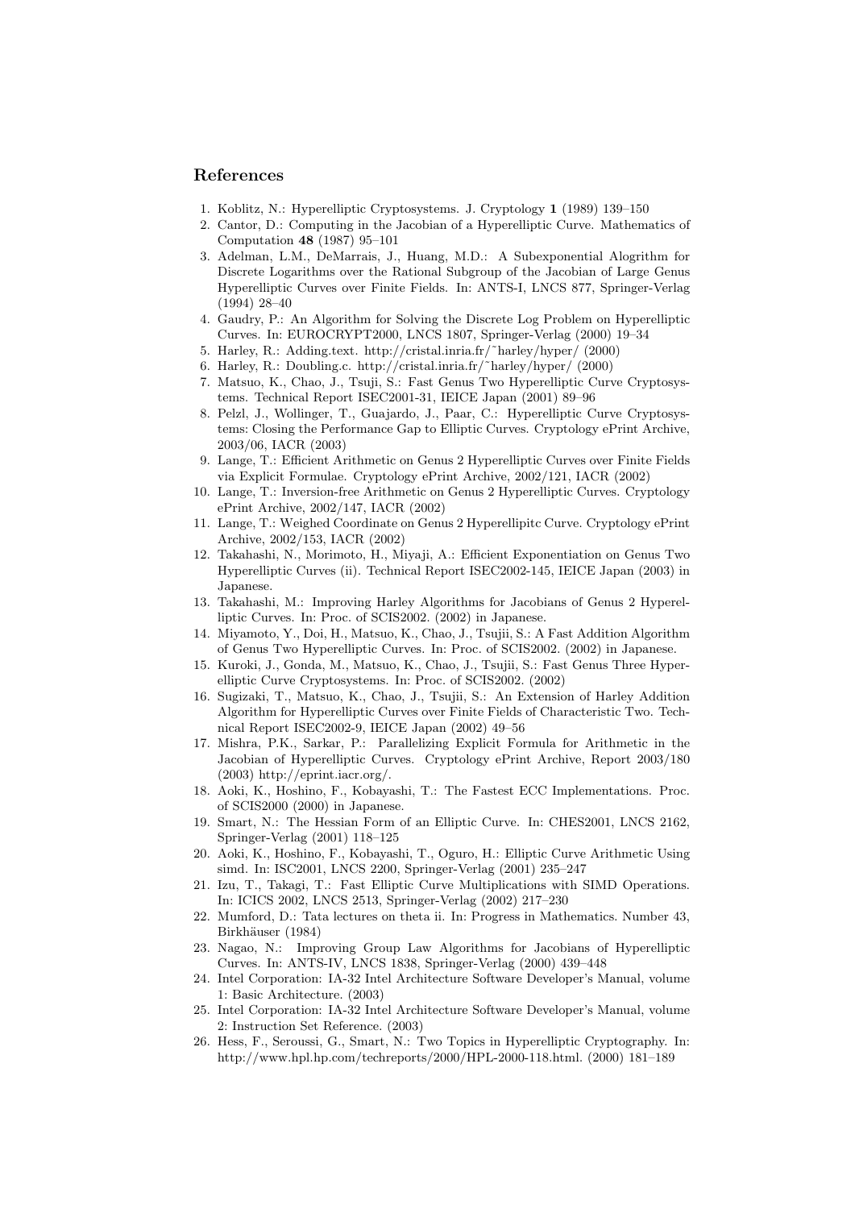## References

1. Koblitz, N.: Hyperelliptic Cryptosystems. J. Cryptology **1** (1989) 139–150
2. Cantor, D.: Computing in the Jacobian of a Hyperelliptic Curve. Mathematics of Computation **48** (1987) 95–101
3. Adelman, L.M., DeMarrais, J., Huang, M.D.: A Subexponential Alogrithm for Discrete Logarithms over the Rational Subgroup of the Jacobian of Large Genus Hyperelliptic Curves over Finite Fields. In: ANTS-I, LNCS 877, Springer-Verlag (1994) 28–40
4. Gaudry, P.: An Algorithm for Solving the Discrete Log Problem on Hyperelliptic Curves. In: EUROCRYPT2000, LNCS 1807, Springer-Verlag (2000) 19–34
5. Harley, R.: Adding.text. http://cristal.inria.fr/˜harley/hyper/ (2000)
6. Harley, R.: Doubling.c. http://cristal.inria.fr/˜harley/hyper/ (2000)
7. Matsuo, K., Chao, J., Tsuji, S.: Fast Genus Two Hyperelliptic Curve Cryptosystems. Technical Report ISEC2001-31, IEICE Japan (2001) 89–96
8. Pelzl, J., Wollinger, T., Guajardo, J., Paar, C.: Hyperelliptic Curve Cryptosystems: Closing the Performance Gap to Elliptic Curves. Cryptology ePrint Archive, 2003/06, IACR (2003)
9. Lange, T.: Efficient Arithmetic on Genus 2 Hyperelliptic Curves over Finite Fields via Explicit Formulae. Cryptology ePrint Archive, 2002/121, IACR (2002)
10. Lange, T.: Inversion-free Arithmetic on Genus 2 Hyperelliptic Curves. Cryptology ePrint Archive, 2002/147, IACR (2002)
11. Lange, T.: Weighed Coordinate on Genus 2 Hyperellipitc Curve. Cryptology ePrint Archive, 2002/153, IACR (2002)
12. Takahashi, N., Morimoto, H., Miyaji, A.: Efficient Exponentiation on Genus Two Hyperelliptic Curves (ii). Technical Report ISEC2002-145, IEICE Japan (2003) in Japanese.
13. Takahashi, M.: Improving Harley Algorithms for Jacobians of Genus 2 Hyperelliptic Curves. In: Proc. of SCIS2002. (2002) in Japanese.
14. Miyamoto, Y., Doi, H., Matsuo, K., Chao, J., Tsujii, S.: A Fast Addition Algorithm of Genus Two Hyperelliptic Curves. In: Proc. of SCIS2002. (2002) in Japanese.
15. Kuroki, J., Gonda, M., Matsuo, K., Chao, J., Tsujii, S.: Fast Genus Three Hyperelliptic Curve Cryptosystems. In: Proc. of SCIS2002. (2002)
16. Sugizaki, T., Matsuo, K., Chao, J., Tsujii, S.: An Extension of Harley Addition Algorithm for Hyperelliptic Curves over Finite Fields of Characteristic Two. Technical Report ISEC2002-9, IEICE Japan (2002) 49–56
17. Mishra, P.K., Sarkar, P.: Parallelizing Explicit Formula for Arithmetic in the Jacobian of Hyperelliptic Curves. Cryptology ePrint Archive, Report 2003/180 (2003) http://eprint.iacr.org/.
18. Aoki, K., Hoshino, F., Kobayashi, T.: The Fastest ECC Implementations. Proc. of SCIS2000 (2000) in Japanese.
19. Smart, N.: The Hessian Form of an Elliptic Curve. In: CHES2001, LNCS 2162, Springer-Verlag (2001) 118–125
20. Aoki, K., Hoshino, F., Kobayashi, T., Oguro, H.: Elliptic Curve Arithmetic Using simd. In: ISC2001, LNCS 2200, Springer-Verlag (2001) 235–247
21. Izu, T., Takagi, T.: Fast Elliptic Curve Multiplications with SIMD Operations. In: ICICS 2002, LNCS 2513, Springer-Verlag (2002) 217–230
22. Mumford, D.: Tata lectures on theta ii. In: Progress in Mathematics. Number 43, Birkhäuser (1984)
23. Nagao, N.: Improving Group Law Algorithms for Jacobians of Hyperelliptic Curves. In: ANTS-IV, LNCS 1838, Springer-Verlag (2000) 439–448
24. Intel Corporation: IA-32 Intel Architecture Software Developer's Manual, volume 1: Basic Architecture. (2003)
25. Intel Corporation: IA-32 Intel Architecture Software Developer's Manual, volume 2: Instruction Set Reference. (2003)
26. Hess, F., Seroussi, G., Smart, N.: Two Topics in Hyperelliptic Cryptography. In: http://www.hpl.hp.com/techreports/2000/HPL-2000-118.html. (2000) 181–189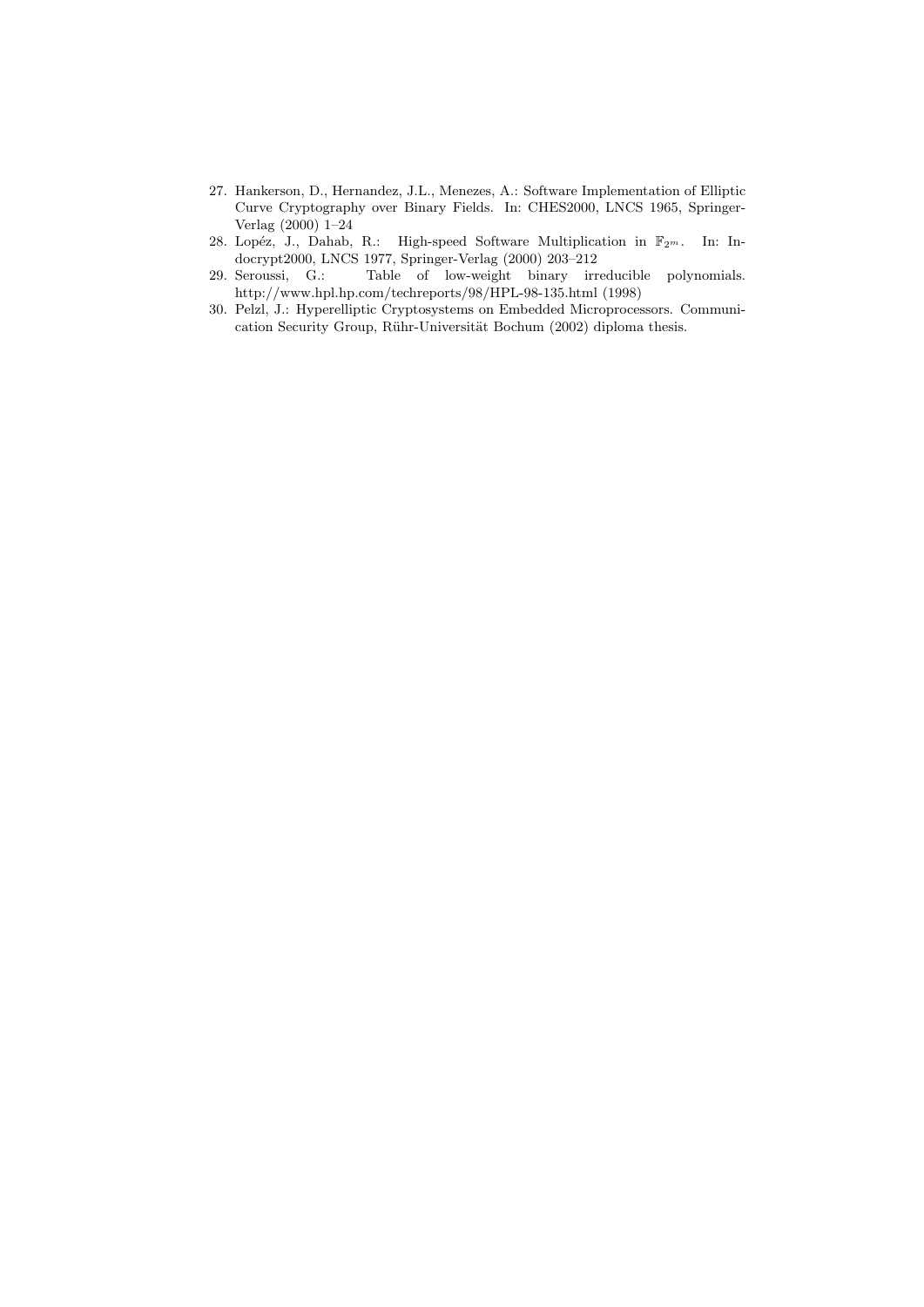27. Hankerson, D., Hernandez, J.L., Menezes, A.: Software Implementation of Elliptic Curve Cryptography over Binary Fields. In: CHES2000, LNCS 1965, Springer-Verlag (2000) 1–24
28. Lopéz, J., Dahab, R.: High-speed Software Multiplication in $\mathbb{F}_{2^m}$. In: Indocrypt2000, LNCS 1977, Springer-Verlag (2000) 203–212
29. Seroussi, G.: Table of low-weight binary irreducible polynomials. http://www.hpl.hp.com/techreports/98/HPL-98-135.html (1998)
30. Pelzl, J.: Hyperelliptic Cryptosystems on Embedded Microprocessors. Communication Security Group, Rühr-Universität Bochum (2002) diploma thesis.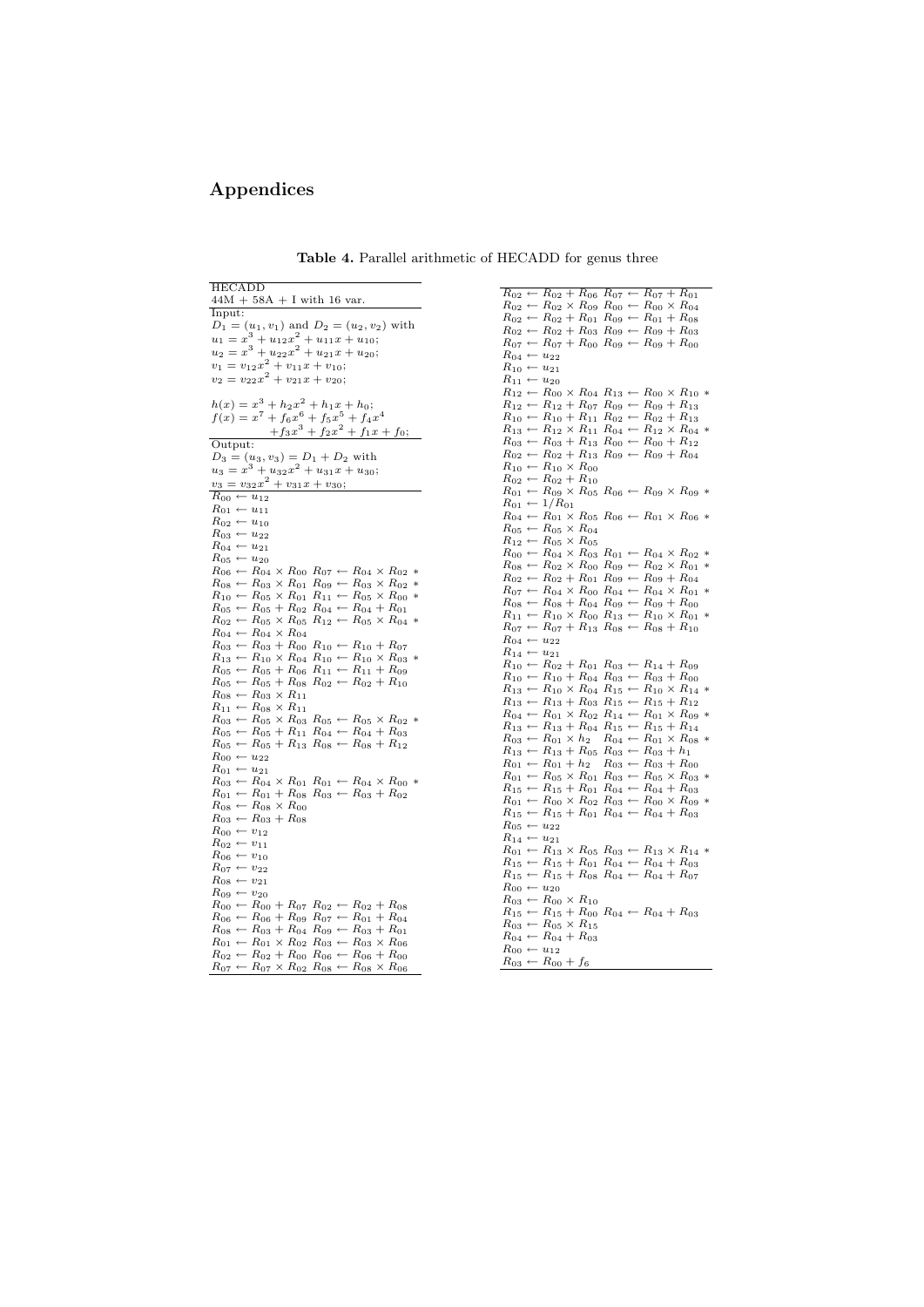# Appendices

**Table 4.** Parallel arithmetic of HECADD for genus three

| HECADD |
|---|
| 44M + 58A + I with 16 var. |
| Input: |
| $D_1 = (u_1, v_1)$ and $D_2 = (u_2, v_2)$ with |
| $u_1 = x^3 + u_{12}x^2 + u_{11}x + u_{10}$; |
| $u_2 = x^3 + u_{22}x^2 + u_{21}x + u_{20}$; |
| $v_1 = v_{12}x^2 + v_{11}x + v_{10}$; |
| $v_2 = v_{22}x^2 + v_{21}x + v_{20}$; |
| $h(x) = x^3 + h_2x^2 + h_1x + h_0$; |
| $f(x) = x^7 + f_6x^6 + f_5x^5 + f_4x^4 + f_3x^3 + f_2x^2 + f_1x + f_0$; |
| Output: |
| $D_3 = (u_3, v_3) = D_1 + D_2$ with |
| $u_3 = x^3 + u_{32}x^2 + u_{31}x + u_{30}$; |
| $v_3 = v_{32}x^2 + v_{31}x + v_{30}$; |
| $R_{00} \leftarrow u_{12}$ |
| $R_{01} \leftarrow u_{11}$ |
| $R_{02} \leftarrow u_{10}$ |
| $R_{03} \leftarrow u_{22}$ |
| $R_{04} \leftarrow u_{21}$ |
| $R_{05} \leftarrow u_{20}$ |
| $R_{06} \leftarrow R_{04} \times R_{00}$ $R_{07} \leftarrow R_{04} \times R_{02}$ * |
| $R_{08} \leftarrow R_{03} \times R_{01}$ $R_{09} \leftarrow R_{03} \times R_{02}$ * |
| $R_{10} \leftarrow R_{05} \times R_{01}$ $R_{11} \leftarrow R_{05} \times R_{00}$ * |
| $R_{05} \leftarrow R_{05} + R_{02}$ $R_{04} \leftarrow R_{04} + R_{01}$ |
| $R_{02} \leftarrow R_{05} \times R_{05}$ $R_{12} \leftarrow R_{05} \times R_{04}$ * |
| $R_{04} \leftarrow R_{04} \times R_{04}$ |
| $R_{03} \leftarrow R_{03} + R_{00}$ $R_{10} \leftarrow R_{10} + R_{07}$ |
| $R_{13} \leftarrow R_{10} \times R_{04}$ $R_{10} \leftarrow R_{10} \times R_{03}$ * |
| $R_{05} \leftarrow R_{05} + R_{06}$ $R_{11} \leftarrow R_{11} + R_{09}$ |
| $R_{05} \leftarrow R_{05} + R_{08}$ $R_{02} \leftarrow R_{02} + R_{10}$ |
| $R_{08} \leftarrow R_{03} \times R_{11}$ |
| $R_{11} \leftarrow R_{08} \times R_{11}$ |
| $R_{03} \leftarrow R_{05} \times R_{03}$ $R_{05} \leftarrow R_{05} \times R_{02}$ * |
| $R_{05} \leftarrow R_{05} + R_{11}$ $R_{04} \leftarrow R_{04} + R_{03}$ |
| $R_{05} \leftarrow R_{05} + R_{13}$ $R_{08} \leftarrow R_{08} + R_{12}$ |
| $R_{00} \leftarrow u_{22}$ |
| $R_{01} \leftarrow u_{21}$ |
| $R_{03} \leftarrow R_{04} \times R_{01}$ $R_{01} \leftarrow R_{04} \times R_{00}$ * |
| $R_{01} \leftarrow R_{01} + R_{08}$ $R_{03} \leftarrow R_{03} + R_{02}$ |
| $R_{08} \leftarrow R_{08} \times R_{00}$ |
| $R_{03} \leftarrow R_{03} + R_{08}$ |
| $R_{00} \leftarrow v_{12}$ |
| $R_{02} \leftarrow v_{11}$ |
| $R_{06} \leftarrow v_{10}$ |
| $R_{07} \leftarrow v_{22}$ |
| $R_{08} \leftarrow v_{21}$ |
| $R_{09} \leftarrow v_{20}$ |
| $R_{00} \leftarrow R_{00} + R_{07}$ $R_{02} \leftarrow R_{02} + R_{08}$ |
| $R_{06} \leftarrow R_{06} + R_{09}$ $R_{07} \leftarrow R_{01} + R_{04}$ |
| $R_{08} \leftarrow R_{03} + R_{04}$ $R_{09} \leftarrow R_{03} + R_{01}$ |
| $R_{01} \leftarrow R_{01} \times R_{02}$ $R_{03} \leftarrow R_{03} \times R_{06}$ |
| $R_{02} \leftarrow R_{02} + R_{00}$ $R_{06} \leftarrow R_{06} + R_{00}$ |
| $R_{07} \leftarrow R_{07} \times R_{02}$ $R_{08} \leftarrow R_{08} \times R_{06}$ |
| $R_{02} \leftarrow R_{02} + R_{06}$ $R_{07} \leftarrow R_{07} + R_{01}$ |
| $R_{02} \leftarrow R_{02} \times R_{09}$ $R_{00} \leftarrow R_{00} \times R_{04}$ |
| $R_{02} \leftarrow R_{02} + R_{01}$ $R_{09} \leftarrow R_{01} + R_{08}$ |
| $R_{02} \leftarrow R_{02} + R_{03}$ $R_{09} \leftarrow R_{09} + R_{03}$ |
| $R_{07} \leftarrow R_{07} + R_{00}$ $R_{09} \leftarrow R_{09} + R_{00}$ |
| $R_{04} \leftarrow u_{22}$ |
| $R_{10} \leftarrow u_{21}$ |
| $R_{11} \leftarrow u_{20}$ |
| $R_{12} \leftarrow R_{00} \times R_{04}$ $R_{13} \leftarrow R_{00} \times R_{10}$ * |
| $R_{12} \leftarrow R_{12} + R_{07}$ $R_{09} \leftarrow R_{09} + R_{13}$ |
| $R_{10} \leftarrow R_{10} + R_{11}$ $R_{02} \leftarrow R_{02} + R_{13}$ |
| $R_{13} \leftarrow R_{12} \times R_{11}$ $R_{04} \leftarrow R_{12} \times R_{04}$ * |
| $R_{03} \leftarrow R_{03} + R_{13}$ $R_{00} \leftarrow R_{00} + R_{12}$ |
| $R_{02} \leftarrow R_{02} + R_{13}$ $R_{09} \leftarrow R_{09} + R_{04}$ |
| $R_{10} \leftarrow R_{10} \times R_{00}$ |
| $R_{02} \leftarrow R_{02} + R_{10}$ |
| $R_{01} \leftarrow R_{09} \times R_{05}$ $R_{06} \leftarrow R_{09} \times R_{09}$ * |
| $R_{01} \leftarrow 1/R_{01}$ |
| $R_{04} \leftarrow R_{01} \times R_{05}$ $R_{06} \leftarrow R_{01} \times R_{06}$ * |
| $R_{05} \leftarrow R_{05} \times R_{04}$ |
| $R_{12} \leftarrow R_{05} \times R_{05}$ |
| $R_{00} \leftarrow R_{04} \times R_{03}$ $R_{01} \leftarrow R_{04} \times R_{02}$ * |
| $R_{08} \leftarrow R_{02} \times R_{00}$ $R_{09} \leftarrow R_{02} \times R_{01}$ * |
| $R_{02} \leftarrow R_{02} + R_{01}$ $R_{09} \leftarrow R_{09} + R_{04}$ |
| $R_{07} \leftarrow R_{04} \times R_{00}$ $R_{04} \leftarrow R_{04} \times R_{01}$ * |
| $R_{08} \leftarrow R_{08} + R_{04}$ $R_{09} \leftarrow R_{09} + R_{00}$ |
| $R_{11} \leftarrow R_{10} \times R_{00}$ $R_{13} \leftarrow R_{10} \times R_{01}$ * |
| $R_{07} \leftarrow R_{07} + R_{13}$ $R_{08} \leftarrow R_{08} + R_{10}$ |
| $R_{04} \leftarrow u_{22}$ |
| $R_{14} \leftarrow u_{21}$ |
| $R_{10} \leftarrow R_{02} + R_{01}$ $R_{03} \leftarrow R_{14} + R_{09}$ |
| $R_{10} \leftarrow R_{10} + R_{04}$ $R_{03} \leftarrow R_{03} + R_{00}$ |
| $R_{13} \leftarrow R_{10} \times R_{04}$ $R_{15} \leftarrow R_{10} \times R_{14}$ * |
| $R_{13} \leftarrow R_{13} + R_{03}$ $R_{15} \leftarrow R_{15} + R_{12}$ |
| $R_{04} \leftarrow R_{01} \times R_{02}$ $R_{14} \leftarrow R_{01} \times R_{09}$ * |
| $R_{13} \leftarrow R_{13} + R_{04}$ $R_{15} \leftarrow R_{15} + R_{14}$ |
| $R_{03} \leftarrow R_{01} \times h_2$ $R_{04} \leftarrow R_{01} \times R_{08}$ * |
| $R_{13} \leftarrow R_{13} + R_{05}$ $R_{03} \leftarrow R_{03} + h_1$ |
| $R_{01} \leftarrow R_{01} + h_2$ $R_{03} \leftarrow R_{03} + R_{00}$ |
| $R_{01} \leftarrow R_{05} \times R_{01}$ $R_{03} \leftarrow R_{05} \times R_{03}$ * |
| $R_{15} \leftarrow R_{15} + R_{01}$ $R_{04} \leftarrow R_{04} + R_{03}$ |
| $R_{01} \leftarrow R_{00} \times R_{02}$ $R_{03} \leftarrow R_{00} \times R_{09}$ * |
| $R_{15} \leftarrow R_{15} + R_{01}$ $R_{04} \leftarrow R_{04} + R_{03}$ |
| $R_{05} \leftarrow u_{22}$ |
| $R_{14} \leftarrow u_{21}$ |
| $R_{01} \leftarrow R_{13} \times R_{05}$ $R_{03} \leftarrow R_{13} \times R_{14}$ * |
| $R_{15} \leftarrow R_{15} + R_{01}$ $R_{04} \leftarrow R_{04} + R_{03}$ |
| $R_{15} \leftarrow R_{15} + R_{08}$ $R_{04} \leftarrow R_{04} + R_{07}$ |
| $R_{00} \leftarrow u_{20}$ |
| $R_{03} \leftarrow R_{00} \times R_{10}$ |
| $R_{15} \leftarrow R_{15} + R_{00}$ $R_{04} \leftarrow R_{04} + R_{03}$ |
| $R_{03} \leftarrow R_{05} \times R_{15}$ |
| $R_{04} \leftarrow R_{04} + R_{03}$ |
| $R_{00} \leftarrow u_{12}$ |
| $R_{03} \leftarrow R_{00} + f_6$ |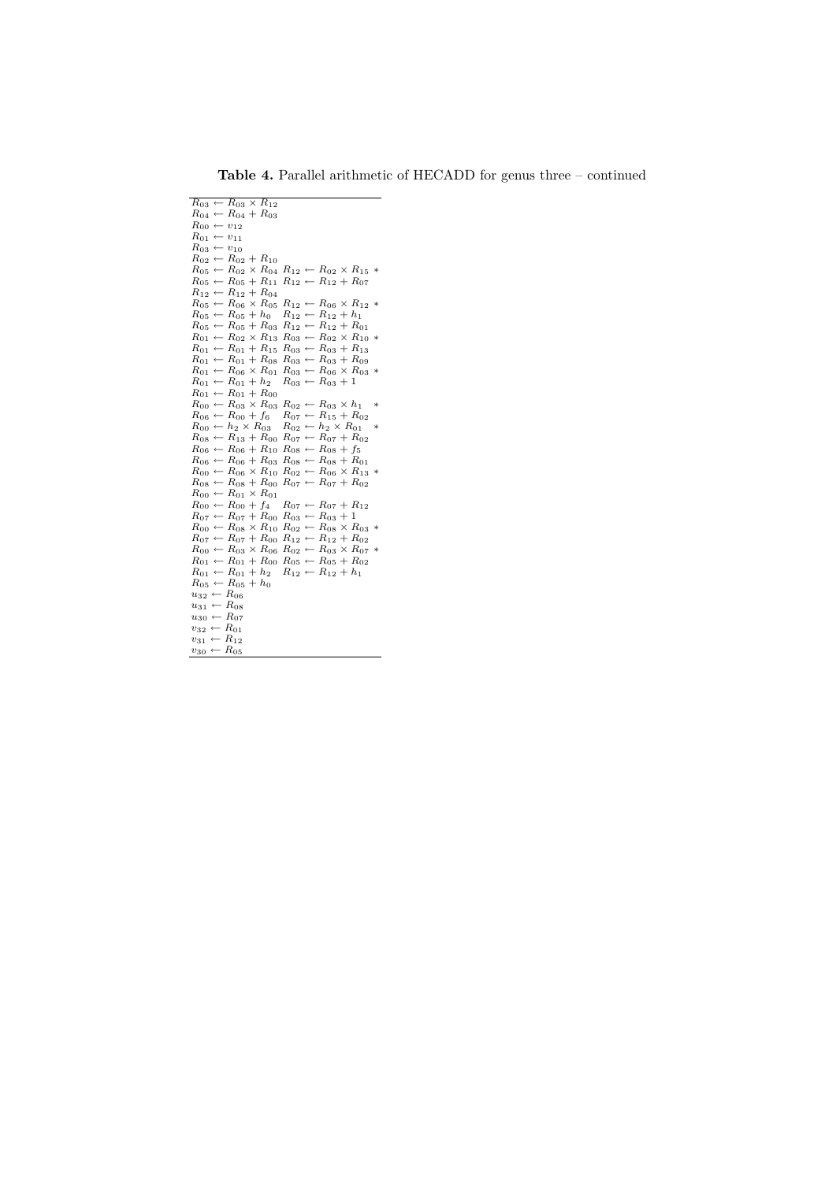**Table 4.** Parallel arithmetic of HECADD for genus three – continued

| | | |
|---|---|---|
| $R_{03} \leftarrow R_{03} \times R_{12}$ | | |
| $R_{04} \leftarrow R_{04} + R_{03}$ | | |
| $R_{00} \leftarrow v_{12}$ | | |
| $R_{01} \leftarrow v_{11}$ | | |
| $R_{03} \leftarrow v_{10}$ | | |
| $R_{02} \leftarrow R_{02} + R_{10}$ | | |
| $R_{05} \leftarrow R_{02} \times R_{04}$ | $R_{12} \leftarrow R_{02} \times R_{15}$ | * |
| $R_{05} \leftarrow R_{05} + R_{11}$ | $R_{12} \leftarrow R_{12} + R_{07}$ | |
| $R_{12} \leftarrow R_{12} + R_{04}$ | | |
| $R_{05} \leftarrow R_{06} \times R_{05}$ | $R_{12} \leftarrow R_{06} \times R_{12}$ | * |
| $R_{05} \leftarrow R_{05} + h_0$ | $R_{12} \leftarrow R_{12} + h_1$ | |
| $R_{05} \leftarrow R_{05} + R_{03}$ | $R_{12} \leftarrow R_{12} + R_{01}$ | |
| $R_{01} \leftarrow R_{02} \times R_{13}$ | $R_{03} \leftarrow R_{02} \times R_{10}$ | * |
| $R_{01} \leftarrow R_{01} + R_{15}$ | $R_{03} \leftarrow R_{03} + R_{13}$ | |
| $R_{01} \leftarrow R_{01} + R_{08}$ | $R_{03} \leftarrow R_{03} + R_{09}$ | |
| $R_{01} \leftarrow R_{06} \times R_{01}$ | $R_{03} \leftarrow R_{06} \times R_{03}$ | * |
| $R_{01} \leftarrow R_{01} + h_2$ | $R_{03} \leftarrow R_{03} + 1$ | |
| $R_{01} \leftarrow R_{01} + R_{00}$ | | |
| $R_{00} \leftarrow R_{03} \times R_{03}$ | $R_{02} \leftarrow R_{03} \times h_1$ | * |
| $R_{06} \leftarrow R_{00} + f_6$ | $R_{07} \leftarrow R_{15} + R_{02}$ | |
| $R_{00} \leftarrow h_2 \times R_{03}$ | $R_{02} \leftarrow h_2 \times R_{01}$ | * |
| $R_{08} \leftarrow R_{13} + R_{00}$ | $R_{07} \leftarrow R_{07} + R_{02}$ | |
| $R_{06} \leftarrow R_{06} + R_{10}$ | $R_{08} \leftarrow R_{08} + f_5$ | |
| $R_{06} \leftarrow R_{06} + R_{03}$ | $R_{08} \leftarrow R_{08} + R_{01}$ | |
| $R_{00} \leftarrow R_{06} \times R_{10}$ | $R_{02} \leftarrow R_{06} \times R_{13}$ | * |
| $R_{08} \leftarrow R_{08} + R_{00}$ | $R_{07} \leftarrow R_{07} + R_{02}$ | |
| $R_{00} \leftarrow R_{01} \times R_{01}$ | | |
| $R_{00} \leftarrow R_{00} + f_4$ | $R_{07} \leftarrow R_{07} + R_{12}$ | |
| $R_{07} \leftarrow R_{07} + R_{00}$ | $R_{03} \leftarrow R_{03} + 1$ | |
| $R_{00} \leftarrow R_{08} \times R_{10}$ | $R_{02} \leftarrow R_{08} \times R_{03}$ | * |
| $R_{07} \leftarrow R_{07} + R_{00}$ | $R_{12} \leftarrow R_{12} + R_{02}$ | |
| $R_{00} \leftarrow R_{03} \times R_{06}$ | $R_{02} \leftarrow R_{03} \times R_{07}$ | * |
| $R_{01} \leftarrow R_{01} + R_{00}$ | $R_{05} \leftarrow R_{05} + R_{02}$ | |
| $R_{01} \leftarrow R_{01} + h_2$ | $R_{12} \leftarrow R_{12} + h_1$ | |
| $R_{05} \leftarrow R_{05} + h_0$ | | |
| $u_{32} \leftarrow R_{06}$ | | |
| $u_{31} \leftarrow R_{08}$ | | |
| $u_{30} \leftarrow R_{07}$ | | |
| $v_{32} \leftarrow R_{01}$ | | |
| $v_{31} \leftarrow R_{12}$ | | |
| $v_{30} \leftarrow R_{05}$ | | |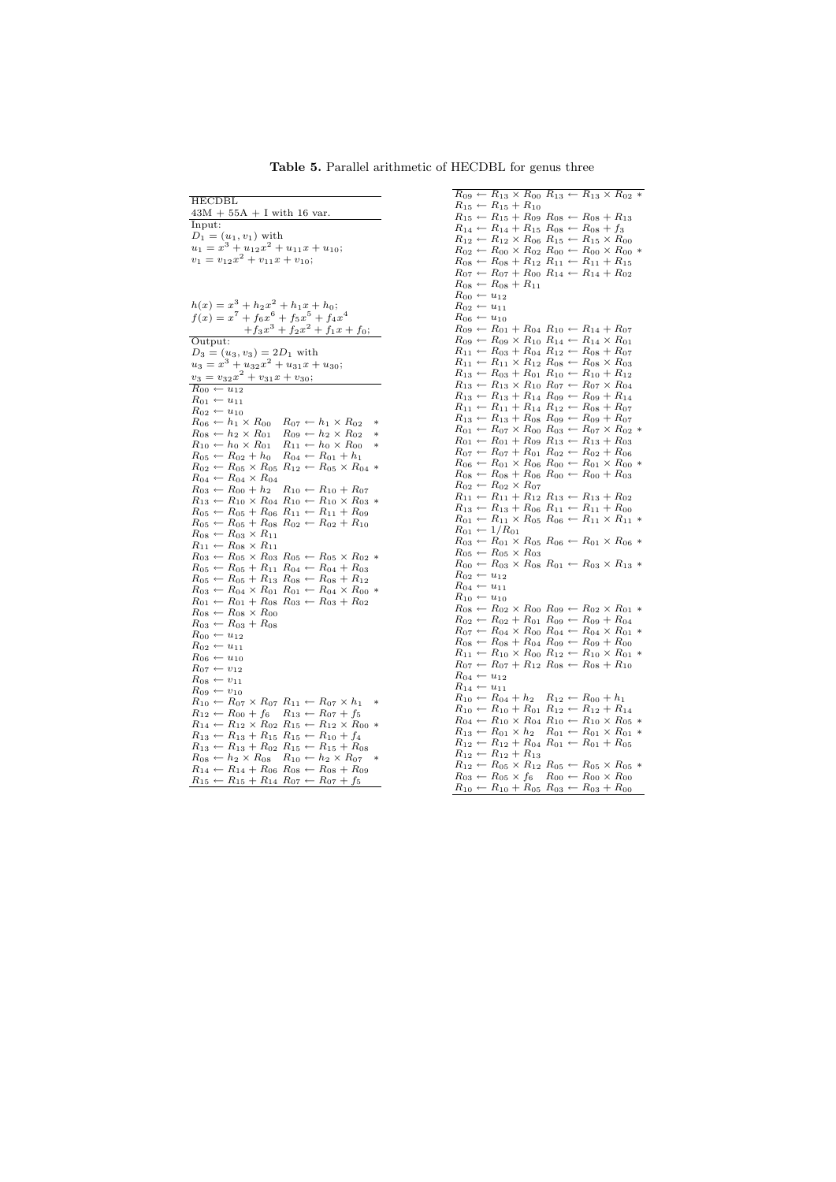**Table 5.** Parallel arithmetic of HECDBL for genus three

| HECDBL |
|---|
| 43M + 55A + I with 16 var. |
| Input: |
| $D_1 = (u_1, v_1)$ with |
| $u_1 = x^3 + u_{12}x^2 + u_{11}x + u_{10}$; |
| $v_1 = v_{12}x^2 + v_{11}x + v_{10}$; |
| $h(x) = x^3 + h_2x^2 + h_1x + h_0$; |
| $f(x) = x^7 + f_6x^6 + f_5x^5 + f_4x^4 + f_3x^3 + f_2x^2 + f_1x + f_0$; |
| Output: |
| $D_3 = (u_3, v_3) = 2D_1$ with |
| $u_3 = x^3 + u_{32}x^2 + u_{31}x + u_{30}$; |
| $v_3 = v_{32}x^2 + v_{31}x + v_{30}$; |
| $R_{00} \leftarrow u_{12}$ |
| $R_{01} \leftarrow u_{11}$ |
| $R_{02} \leftarrow u_{10}$ |
| $R_{06} \leftarrow h_1 \times R_{00}$ $R_{07} \leftarrow h_1 \times R_{02}$ * |
| $R_{08} \leftarrow h_2 \times R_{01}$ $R_{09} \leftarrow h_2 \times R_{02}$ * |
| $R_{10} \leftarrow h_0 \times R_{01}$ $R_{11} \leftarrow h_0 \times R_{00}$ * |
| $R_{05} \leftarrow R_{02} + h_0$ $R_{04} \leftarrow R_{01} + h_1$ |
| $R_{02} \leftarrow R_{05} \times R_{05}$ $R_{12} \leftarrow R_{05} \times R_{04}$ * |
| $R_{04} \leftarrow R_{04} \times R_{04}$ |
| $R_{03} \leftarrow R_{00} + h_2$ $R_{10} \leftarrow R_{10} + R_{07}$ |
| $R_{13} \leftarrow R_{10} \times R_{04}$ $R_{10} \leftarrow R_{10} \times R_{03}$ * |
| $R_{05} \leftarrow R_{05} + R_{06}$ $R_{11} \leftarrow R_{11} + R_{09}$ |
| $R_{05} \leftarrow R_{05} + R_{08}$ $R_{02} \leftarrow R_{02} + R_{10}$ |
| $R_{08} \leftarrow R_{03} \times R_{11}$ |
| $R_{11} \leftarrow R_{08} \times R_{11}$ |
| $R_{03} \leftarrow R_{05} \times R_{03}$ $R_{05} \leftarrow R_{05} \times R_{02}$ * |
| $R_{05} \leftarrow R_{05} + R_{11}$ $R_{04} \leftarrow R_{04} + R_{03}$ |
| $R_{05} \leftarrow R_{05} + R_{13}$ $R_{08} \leftarrow R_{08} + R_{12}$ |
| $R_{03} \leftarrow R_{04} \times R_{01}$ $R_{01} \leftarrow R_{04} \times R_{00}$ * |
| $R_{01} \leftarrow R_{01} + R_{08}$ $R_{03} \leftarrow R_{03} + R_{02}$ |
| $R_{08} \leftarrow R_{08} \times R_{00}$ |
| $R_{03} \leftarrow R_{03} + R_{08}$ |
| $R_{00} \leftarrow u_{12}$ |
| $R_{02} \leftarrow u_{11}$ |
| $R_{06} \leftarrow u_{10}$ |
| $R_{07} \leftarrow v_{12}$ |
| $R_{08} \leftarrow v_{11}$ |
| $R_{09} \leftarrow v_{10}$ |
| $R_{10} \leftarrow R_{07} \times R_{07}$ $R_{11} \leftarrow R_{07} \times h_1$ * |
| $R_{12} \leftarrow R_{00} + f_6$ $R_{13} \leftarrow R_{07} + f_5$ |
| $R_{14} \leftarrow R_{12} \times R_{02}$ $R_{15} \leftarrow R_{12} \times R_{00}$ * |
| $R_{13} \leftarrow R_{13} + R_{15}$ $R_{15} \leftarrow R_{10} + f_4$ |
| $R_{13} \leftarrow R_{13} + R_{02}$ $R_{15} \leftarrow R_{15} + R_{08}$ |
| $R_{08} \leftarrow h_2 \times R_{08}$ $R_{10} \leftarrow h_2 \times R_{07}$ * |
| $R_{14} \leftarrow R_{14} + R_{06}$ $R_{08} \leftarrow R_{08} + R_{09}$ |
| $R_{15} \leftarrow R_{15} + R_{14}$ $R_{07} \leftarrow R_{07} + f_5$ |
| $R_{09} \leftarrow R_{13} \times R_{00}$ $R_{13} \leftarrow R_{13} \times R_{02}$ * |
| $R_{15} \leftarrow R_{15} + R_{10}$ |
| $R_{15} \leftarrow R_{15} + R_{09}$ $R_{08} \leftarrow R_{08} + R_{13}$ |
| $R_{14} \leftarrow R_{14} + R_{15}$ $R_{08} \leftarrow R_{08} + f_3$ |
| $R_{12} \leftarrow R_{12} \times R_{06}$ $R_{15} \leftarrow R_{15} \times R_{00}$ |
| $R_{02} \leftarrow R_{00} \times R_{02}$ $R_{00} \leftarrow R_{00} \times R_{00}$ * |
| $R_{08} \leftarrow R_{08} + R_{12}$ $R_{11} \leftarrow R_{11} + R_{15}$ |
| $R_{07} \leftarrow R_{07} + R_{00}$ $R_{14} \leftarrow R_{14} + R_{02}$ |
| $R_{08} \leftarrow R_{08} + R_{11}$ |
| $R_{00} \leftarrow u_{12}$ |
| $R_{02} \leftarrow u_{11}$ |
| $R_{06} \leftarrow u_{10}$ |
| $R_{09} \leftarrow R_{01} + R_{04}$ $R_{10} \leftarrow R_{14} + R_{07}$ |
| $R_{09} \leftarrow R_{09} \times R_{10}$ $R_{14} \leftarrow R_{14} \times R_{01}$ |
| $R_{11} \leftarrow R_{03} + R_{04}$ $R_{12} \leftarrow R_{08} + R_{07}$ |
| $R_{11} \leftarrow R_{11} \times R_{12}$ $R_{08} \leftarrow R_{08} \times R_{03}$ |
| $R_{13} \leftarrow R_{03} + R_{01}$ $R_{10} \leftarrow R_{10} + R_{12}$ |
| $R_{13} \leftarrow R_{13} \times R_{10}$ $R_{07} \leftarrow R_{07} \times R_{04}$ |
| $R_{13} \leftarrow R_{13} + R_{14}$ $R_{09} \leftarrow R_{09} + R_{14}$ |
| $R_{11} \leftarrow R_{11} + R_{14}$ $R_{12} \leftarrow R_{08} + R_{07}$ |
| $R_{13} \leftarrow R_{13} + R_{08}$ $R_{09} \leftarrow R_{09} + R_{07}$ |
| $R_{01} \leftarrow R_{07} \times R_{00}$ $R_{03} \leftarrow R_{07} \times R_{02}$ * |
| $R_{01} \leftarrow R_{01} + R_{09}$ $R_{13} \leftarrow R_{13} + R_{03}$ |
| $R_{07} \leftarrow R_{07} + R_{01}$ $R_{02} \leftarrow R_{02} + R_{06}$ |
| $R_{06} \leftarrow R_{01} \times R_{06}$ $R_{00} \leftarrow R_{01} \times R_{00}$ * |
| $R_{08} \leftarrow R_{08} + R_{06}$ $R_{00} \leftarrow R_{00} + R_{03}$ |
| $R_{02} \leftarrow R_{02} \times R_{07}$ |
| $R_{11} \leftarrow R_{11} + R_{12}$ $R_{13} \leftarrow R_{13} + R_{02}$ |
| $R_{13} \leftarrow R_{13} + R_{06}$ $R_{11} \leftarrow R_{11} + R_{00}$ |
| $R_{01} \leftarrow R_{11} \times R_{05}$ $R_{06} \leftarrow R_{11} \times R_{11}$ * |
| $R_{01} \leftarrow 1/R_{01}$ |
| $R_{03} \leftarrow R_{01} \times R_{05}$ $R_{06} \leftarrow R_{01} \times R_{06}$ * |
| $R_{05} \leftarrow R_{05} \times R_{03}$ |
| $R_{00} \leftarrow R_{03} \times R_{08}$ $R_{01} \leftarrow R_{03} \times R_{13}$ * |
| $R_{02} \leftarrow u_{12}$ |
| $R_{04} \leftarrow u_{11}$ |
| $R_{10} \leftarrow u_{10}$ |
| $R_{08} \leftarrow R_{02} \times R_{00}$ $R_{09} \leftarrow R_{02} \times R_{01}$ * |
| $R_{02} \leftarrow R_{02} + R_{01}$ $R_{09} \leftarrow R_{09} + R_{04}$ |
| $R_{07} \leftarrow R_{04} \times R_{00}$ $R_{04} \leftarrow R_{04} \times R_{01}$ * |
| $R_{08} \leftarrow R_{08} + R_{04}$ $R_{09} \leftarrow R_{09} + R_{00}$ |
| $R_{11} \leftarrow R_{10} \times R_{00}$ $R_{12} \leftarrow R_{10} \times R_{01}$ * |
| $R_{07} \leftarrow R_{07} + R_{12}$ $R_{08} \leftarrow R_{08} + R_{10}$ |
| $R_{04} \leftarrow u_{12}$ |
| $R_{14} \leftarrow u_{11}$ |
| $R_{10} \leftarrow R_{04} + h_2$ $R_{12} \leftarrow R_{00} + h_1$ |
| $R_{10} \leftarrow R_{10} + R_{01}$ $R_{12} \leftarrow R_{12} + R_{14}$ |
| $R_{04} \leftarrow R_{10} \times R_{04}$ $R_{10} \leftarrow R_{10} \times R_{05}$ * |
| $R_{13} \leftarrow R_{01} \times h_2$ $R_{01} \leftarrow R_{01} \times R_{01}$ * |
| $R_{12} \leftarrow R_{12} + R_{04}$ $R_{01} \leftarrow R_{01} + R_{05}$ |
| $R_{12} \leftarrow R_{12} + R_{13}$ |
| $R_{12} \leftarrow R_{05} \times R_{12}$ $R_{05} \leftarrow R_{05} \times R_{05}$ * |
| $R_{03} \leftarrow R_{05} \times f_6$ $R_{00} \leftarrow R_{00} \times R_{00}$ |
| $R_{10} \leftarrow R_{10} + R_{05}$ $R_{03} \leftarrow R_{03} + R_{00}$ |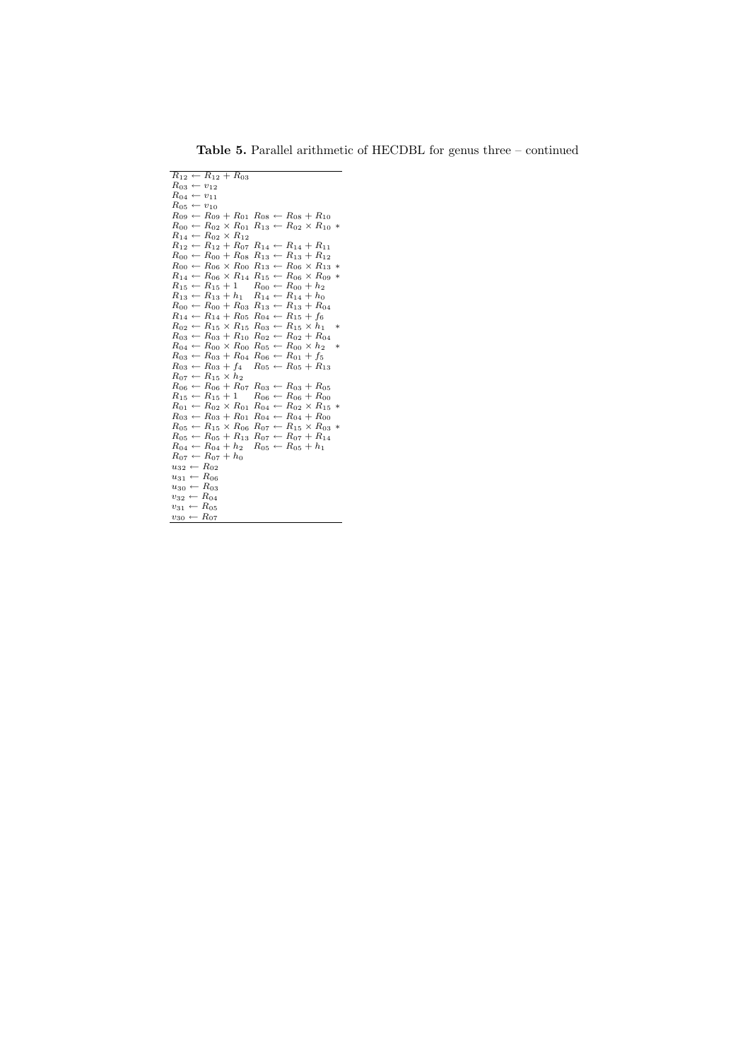**Table 5.** Parallel arithmetic of HECDBL for genus three – continued

| | | |
|---|---|---|
| $R_{12} \leftarrow R_{12} + R_{03}$ | | |
| $R_{03} \leftarrow v_{12}$ | | |
| $R_{04} \leftarrow v_{11}$ | | |
| $R_{05} \leftarrow v_{10}$ | | |
| $R_{09} \leftarrow R_{09} + R_{01}$ | $R_{08} \leftarrow R_{08} + R_{10}$ | |
| $R_{00} \leftarrow R_{02} \times R_{01}$ | $R_{13} \leftarrow R_{02} \times R_{10}$ | * |
| $R_{14} \leftarrow R_{02} \times R_{12}$ | | |
| $R_{12} \leftarrow R_{12} + R_{07}$ | $R_{14} \leftarrow R_{14} + R_{11}$ | |
| $R_{00} \leftarrow R_{00} + R_{08}$ | $R_{13} \leftarrow R_{13} + R_{12}$ | |
| $R_{00} \leftarrow R_{06} \times R_{00}$ | $R_{13} \leftarrow R_{06} \times R_{13}$ | * |
| $R_{14} \leftarrow R_{06} \times R_{14}$ | $R_{15} \leftarrow R_{06} \times R_{09}$ | * |
| $R_{15} \leftarrow R_{15} + 1$ | $R_{00} \leftarrow R_{00} + h_2$ | |
| $R_{13} \leftarrow R_{13} + h_1$ | $R_{14} \leftarrow R_{14} + h_0$ | |
| $R_{00} \leftarrow R_{00} + R_{03}$ | $R_{13} \leftarrow R_{13} + R_{04}$ | |
| $R_{14} \leftarrow R_{14} + R_{05}$ | $R_{04} \leftarrow R_{15} + f_6$ | |
| $R_{02} \leftarrow R_{15} \times R_{15}$ | $R_{03} \leftarrow R_{15} \times h_1$ | * |
| $R_{03} \leftarrow R_{03} + R_{10}$ | $R_{02} \leftarrow R_{02} + R_{04}$ | |
| $R_{04} \leftarrow R_{00} \times R_{00}$ | $R_{05} \leftarrow R_{00} \times h_2$ | * |
| $R_{03} \leftarrow R_{03} + R_{04}$ | $R_{06} \leftarrow R_{01} + f_5$ | |
| $R_{03} \leftarrow R_{03} + f_4$ | $R_{05} \leftarrow R_{05} + R_{13}$ | |
| $R_{07} \leftarrow R_{15} \times h_2$ | | |
| $R_{06} \leftarrow R_{06} + R_{07}$ | $R_{03} \leftarrow R_{03} + R_{05}$ | |
| $R_{15} \leftarrow R_{15} + 1$ | $R_{06} \leftarrow R_{06} + R_{00}$ | |
| $R_{01} \leftarrow R_{02} \times R_{01}$ | $R_{04} \leftarrow R_{02} \times R_{15}$ | * |
| $R_{03} \leftarrow R_{03} + R_{01}$ | $R_{04} \leftarrow R_{04} + R_{00}$ | |
| $R_{05} \leftarrow R_{15} \times R_{06}$ | $R_{07} \leftarrow R_{15} \times R_{03}$ | * |
| $R_{05} \leftarrow R_{05} + R_{13}$ | $R_{07} \leftarrow R_{07} + R_{14}$ | |
| $R_{04} \leftarrow R_{04} + h_2$ | $R_{05} \leftarrow R_{05} + h_1$ | |
| $R_{07} \leftarrow R_{07} + h_0$ | | |
| $u_{32} \leftarrow R_{02}$ | | |
| $u_{31} \leftarrow R_{06}$ | | |
| $u_{30} \leftarrow R_{03}$ | | |
| $v_{32} \leftarrow R_{04}$ | | |
| $v_{31} \leftarrow R_{05}$ | | |
| $v_{30} \leftarrow R_{07}$ | | |